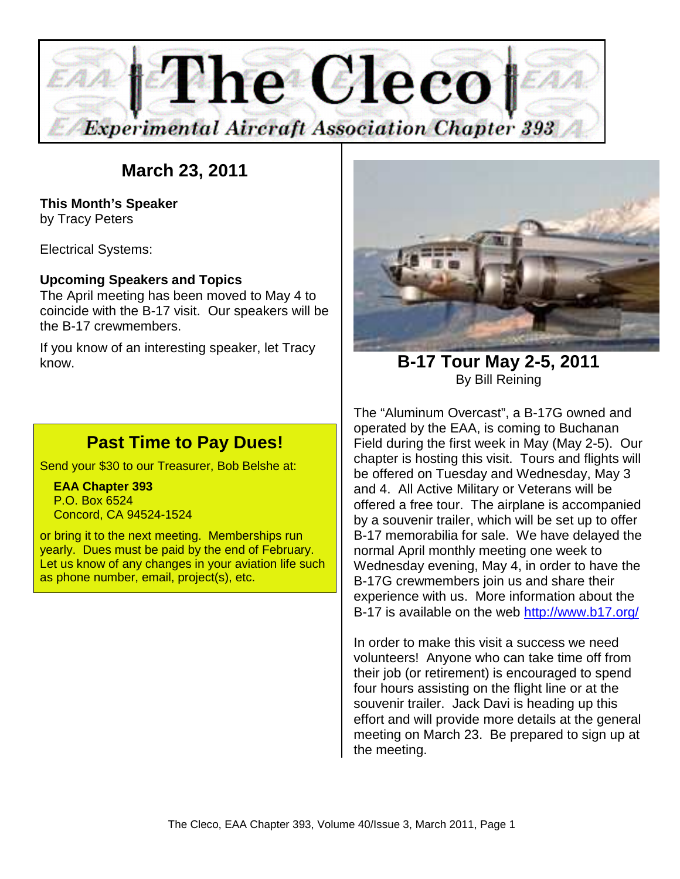# The Cleco

*Experimental Aircraft Association Chapter 393*

## March 23, 2011

**This Month's Speaker**
by Tracy Peters

Electrical Systems:

**Upcoming Speakers and Topics**
The April meeting has been moved to May 4 to coincide with the B-17 visit. Our speakers will be the B-17 crewmembers.

If you know of an interesting speaker, let Tracy know.

## Past Time to Pay Dues!

Send your $30 to our Treasurer, Bob Belshe at:

**EAA Chapter 393**
P.O. Box 6524
Concord, CA 94524-1524

or bring it to the next meeting. Memberships run yearly. Dues must be paid by the end of February. Let us know of any changes in your aviation life such as phone number, email, project(s), etc.

## B-17 Tour May 2-5, 2011

By Bill Reining

The "Aluminum Overcast", a B-17G owned and operated by the EAA, is coming to Buchanan Field during the first week in May (May 2-5). Our chapter is hosting this visit. Tours and flights will be offered on Tuesday and Wednesday, May 3 and 4. All Active Military or Veterans will be offered a free tour. The airplane is accompanied by a souvenir trailer, which will be set up to offer B-17 memorabilia for sale. We have delayed the normal April monthly meeting one week to Wednesday evening, May 4, in order to have the B-17G crewmembers join us and share their experience with us. More information about the B-17 is available on the web http://www.b17.org/

In order to make this visit a success we need volunteers! Anyone who can take time off from their job (or retirement) is encouraged to spend four hours assisting on the flight line or at the souvenir trailer. Jack Davi is heading up this effort and will provide more details at the general meeting on March 23. Be prepared to sign up at the meeting.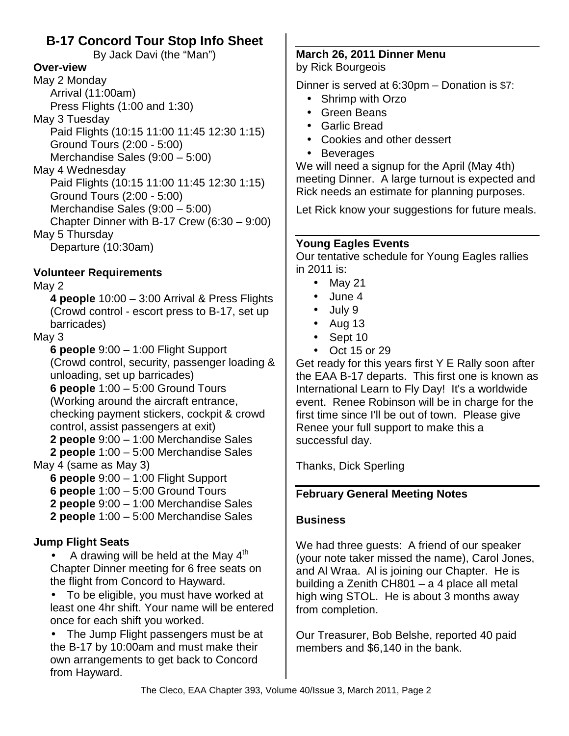## B-17 Concord Tour Stop Info Sheet

By Jack Davi (the "Man")

### Over-view

May 2 Monday
- Arrival (11:00am)
- Press Flights (1:00 and 1:30)

May 3 Tuesday
- Paid Flights (10:15 11:00 11:45 12:30 1:15)
- Ground Tours (2:00 - 5:00)
- Merchandise Sales (9:00 – 5:00)

May 4 Wednesday
- Paid Flights (10:15 11:00 11:45 12:30 1:15)
- Ground Tours (2:00 - 5:00)
- Merchandise Sales (9:00 – 5:00)
- Chapter Dinner with B-17 Crew (6:30 – 9:00)

May 5 Thursday
- Departure (10:30am)

### Volunteer Requirements

May 2
- **4 people** 10:00 – 3:00 Arrival & Press Flights (Crowd control - escort press to B-17, set up barricades)

May 3
- **6 people** 9:00 – 1:00 Flight Support (Crowd control, security, passenger loading & unloading, set up barricades)
- **6 people** 1:00 – 5:00 Ground Tours (Working around the aircraft entrance, checking payment stickers, cockpit & crowd control, assist passengers at exit)
- **2 people** 9:00 – 1:00 Merchandise Sales
- **2 people** 1:00 – 5:00 Merchandise Sales

May 4 (same as May 3)
- **6 people** 9:00 – 1:00 Flight Support
- **6 people** 1:00 – 5:00 Ground Tours
- **2 people** 9:00 – 1:00 Merchandise Sales
- **2 people** 1:00 – 5:00 Merchandise Sales

### Jump Flight Seats

- A drawing will be held at the May 4th Chapter Dinner meeting for 6 free seats on the flight from Concord to Hayward.
- To be eligible, you must have worked at least one 4hr shift. Your name will be entered once for each shift you worked.
- The Jump Flight passengers must be at the B-17 by 10:00am and must make their own arrangements to get back to Concord from Hayward.

---

### March 26, 2011 Dinner Menu

by Rick Bourgeois

Dinner is served at 6:30pm – Donation is $7:

- Shrimp with Orzo
- Green Beans
- Garlic Bread
- Cookies and other dessert
- Beverages

We will need a signup for the April (May 4th) meeting Dinner. A large turnout is expected and Rick needs an estimate for planning purposes.

Let Rick know your suggestions for future meals.

---

### Young Eagles Events

Our tentative schedule for Young Eagles rallies in 2011 is:

- May 21
- June 4
- July 9
- Aug 13
- Sept 10
- Oct 15 or 29

Get ready for this years first Y E Rally soon after the EAA B-17 departs. This first one is known as International Learn to Fly Day! It's a worldwide event. Renee Robinson will be in charge for the first time since I'll be out of town. Please give Renee your full support to make this a successful day.

Thanks, Dick Sperling

---

### February General Meeting Notes

### Business

We had three guests: A friend of our speaker (your note taker missed the name), Carol Jones, and Al Wraa. Al is joining our Chapter. He is building a Zenith CH801 – a 4 place all metal high wing STOL. He is about 3 months away from completion.

Our Treasurer, Bob Belshe, reported 40 paid members and $6,140 in the bank.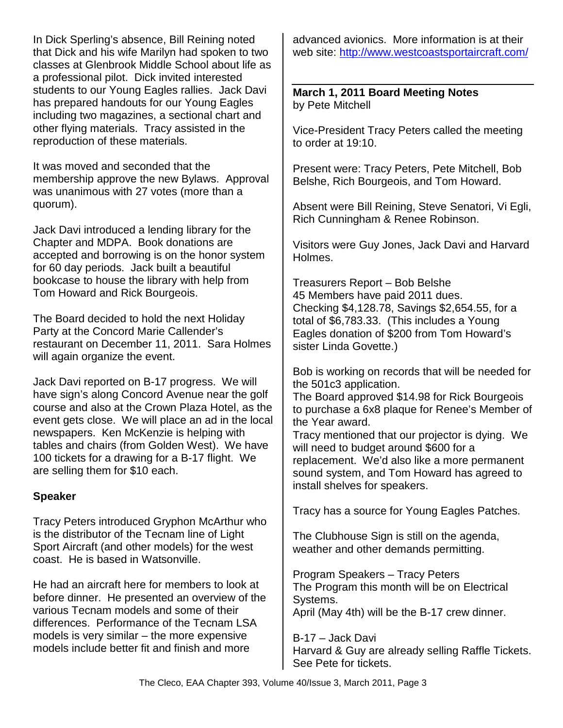In Dick Sperling's absence, Bill Reining noted that Dick and his wife Marilyn had spoken to two classes at Glenbrook Middle School about life as a professional pilot. Dick invited interested students to our Young Eagles rallies. Jack Davi has prepared handouts for our Young Eagles including two magazines, a sectional chart and other flying materials. Tracy assisted in the reproduction of these materials.

It was moved and seconded that the membership approve the new Bylaws. Approval was unanimous with 27 votes (more than a quorum).

Jack Davi introduced a lending library for the Chapter and MDPA. Book donations are accepted and borrowing is on the honor system for 60 day periods. Jack built a beautiful bookcase to house the library with help from Tom Howard and Rick Bourgeois.

The Board decided to hold the next Holiday Party at the Concord Marie Callender's restaurant on December 11, 2011. Sara Holmes will again organize the event.

Jack Davi reported on B-17 progress. We will have sign's along Concord Avenue near the golf course and also at the Crown Plaza Hotel, as the event gets close. We will place an ad in the local newspapers. Ken McKenzie is helping with tables and chairs (from Golden West). We have 100 tickets for a drawing for a B-17 flight. We are selling them for $10 each.

**Speaker**

Tracy Peters introduced Gryphon McArthur who is the distributor of the Tecnam line of Light Sport Aircraft (and other models) for the west coast. He is based in Watsonville.

He had an aircraft here for members to look at before dinner. He presented an overview of the various Tecnam models and some of their differences. Performance of the Tecnam LSA models is very similar – the more expensive models include better fit and finish and more advanced avionics. More information is at their web site: http://www.westcoastsportaircraft.com/

**March 1, 2011 Board Meeting Notes**
by Pete Mitchell

Vice-President Tracy Peters called the meeting to order at 19:10.

Present were: Tracy Peters, Pete Mitchell, Bob Belshe, Rich Bourgeois, and Tom Howard.

Absent were Bill Reining, Steve Senatori, Vi Egli, Rich Cunningham & Renee Robinson.

Visitors were Guy Jones, Jack Davi and Harvard Holmes.

Treasurers Report – Bob Belshe
45 Members have paid 2011 dues.
Checking $4,128.78, Savings $2,654.55, for a total of $6,783.33. (This includes a Young Eagles donation of $200 from Tom Howard's sister Linda Govette.)

Bob is working on records that will be needed for the 501c3 application.
The Board approved $14.98 for Rick Bourgeois to purchase a 6x8 plaque for Renee's Member of the Year award.
Tracy mentioned that our projector is dying. We will need to budget around $600 for a replacement. We'd also like a more permanent sound system, and Tom Howard has agreed to install shelves for speakers.

Tracy has a source for Young Eagles Patches.

The Clubhouse Sign is still on the agenda, weather and other demands permitting.

Program Speakers – Tracy Peters
The Program this month will be on Electrical Systems.
April (May 4th) will be the B-17 crew dinner.

B-17 – Jack Davi
Harvard & Guy are already selling Raffle Tickets. See Pete for tickets.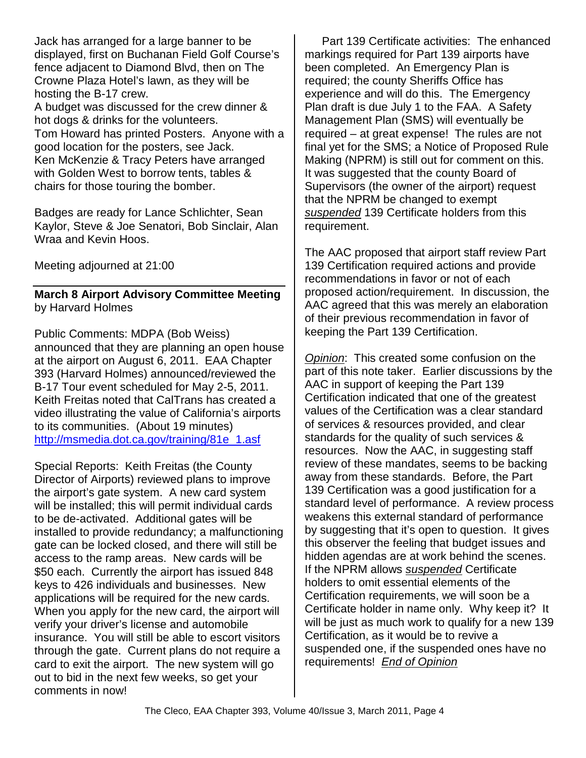Jack has arranged for a large banner to be displayed, first on Buchanan Field Golf Course's fence adjacent to Diamond Blvd, then on The Crowne Plaza Hotel's lawn, as they will be hosting the B-17 crew.
A budget was discussed for the crew dinner & hot dogs & drinks for the volunteers.
Tom Howard has printed Posters. Anyone with a good location for the posters, see Jack.
Ken McKenzie & Tracy Peters have arranged with Golden West to borrow tents, tables & chairs for those touring the bomber.

Badges are ready for Lance Schlichter, Sean Kaylor, Steve & Joe Senatori, Bob Sinclair, Alan Wraa and Kevin Hoos.

Meeting adjourned at 21:00

**March 8 Airport Advisory Committee Meeting**
by Harvard Holmes

Public Comments: MDPA (Bob Weiss) announced that they are planning an open house at the airport on August 6, 2011. EAA Chapter 393 (Harvard Holmes) announced/reviewed the B-17 Tour event scheduled for May 2-5, 2011. Keith Freitas noted that CalTrans has created a video illustrating the value of California's airports to its communities. (About 19 minutes) http://msmedia.dot.ca.gov/training/81e_1.asf

Special Reports: Keith Freitas (the County Director of Airports) reviewed plans to improve the airport's gate system. A new card system will be installed; this will permit individual cards to be de-activated. Additional gates will be installed to provide redundancy; a malfunctioning gate can be locked closed, and there will still be access to the ramp areas. New cards will be $50 each. Currently the airport has issued 848 keys to 426 individuals and businesses. New applications will be required for the new cards. When you apply for the new card, the airport will verify your driver's license and automobile insurance. You will still be able to escort visitors through the gate. Current plans do not require a card to exit the airport. The new system will go out to bid in the next few weeks, so get your comments in now!

Part 139 Certificate activities: The enhanced markings required for Part 139 airports have been completed. An Emergency Plan is required; the county Sheriffs Office has experience and will do this. The Emergency Plan draft is due July 1 to the FAA. A Safety Management Plan (SMS) will eventually be required – at great expense! The rules are not final yet for the SMS; a Notice of Proposed Rule Making (NPRM) is still out for comment on this. It was suggested that the county Board of Supervisors (the owner of the airport) request that the NPRM be changed to exempt *suspended* 139 Certificate holders from this requirement.

The AAC proposed that airport staff review Part 139 Certification required actions and provide recommendations in favor or not of each proposed action/requirement. In discussion, the AAC agreed that this was merely an elaboration of their previous recommendation in favor of keeping the Part 139 Certification.

*Opinion*: This created some confusion on the part of this note taker. Earlier discussions by the AAC in support of keeping the Part 139 Certification indicated that one of the greatest values of the Certification was a clear standard of services & resources provided, and clear standards for the quality of such services & resources. Now the AAC, in suggesting staff review of these mandates, seems to be backing away from these standards. Before, the Part 139 Certification was a good justification for a standard level of performance. A review process weakens this external standard of performance by suggesting that it's open to question. It gives this observer the feeling that budget issues and hidden agendas are at work behind the scenes. If the NPRM allows *suspended* Certificate holders to omit essential elements of the Certification requirements, we will soon be a Certificate holder in name only. Why keep it? It will be just as much work to qualify for a new 139 Certification, as it would be to revive a suspended one, if the suspended ones have no requirements! *End of Opinion*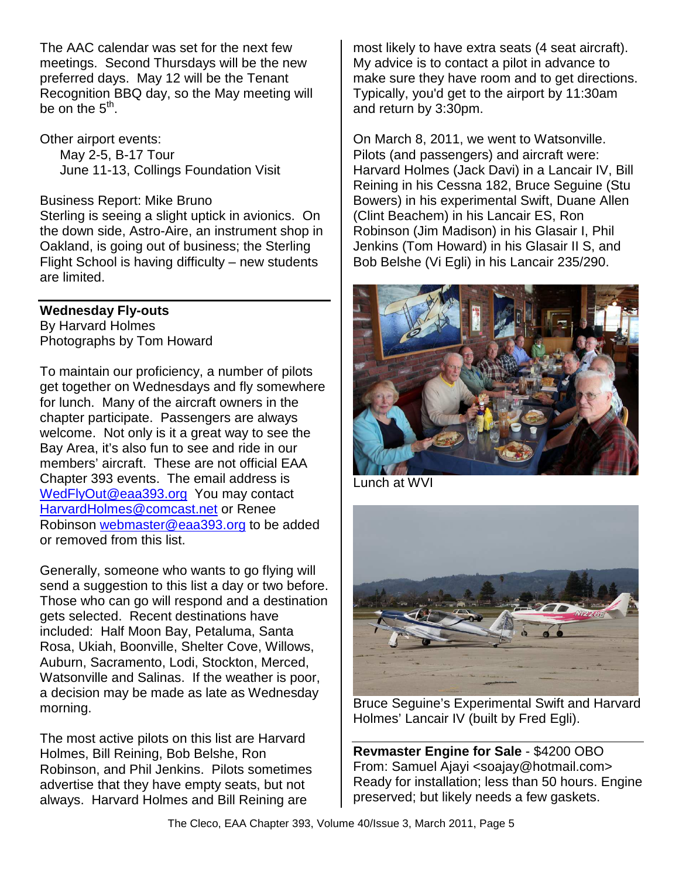The AAC calendar was set for the next few meetings. Second Thursdays will be the new preferred days. May 12 will be the Tenant Recognition BBQ day, so the May meeting will be on the 5th.

Other airport events:

- May 2-5, B-17 Tour
- June 11-13, Collings Foundation Visit

Business Report: Mike Bruno
Sterling is seeing a slight uptick in avionics. On the down side, Astro-Aire, an instrument shop in Oakland, is going out of business; the Sterling Flight School is having difficulty – new students are limited.

**Wednesday Fly-outs**
By Harvard Holmes
Photographs by Tom Howard

To maintain our proficiency, a number of pilots get together on Wednesdays and fly somewhere for lunch. Many of the aircraft owners in the chapter participate. Passengers are always welcome. Not only is it a great way to see the Bay Area, it's also fun to see and ride in our members' aircraft. These are not official EAA Chapter 393 events. The email address is WedFlyOut@eaa393.org You may contact HarvardHolmes@comcast.net or Renee Robinson webmaster@eaa393.org to be added or removed from this list.

Generally, someone who wants to go flying will send a suggestion to this list a day or two before. Those who can go will respond and a destination gets selected. Recent destinations have included: Half Moon Bay, Petaluma, Santa Rosa, Ukiah, Boonville, Shelter Cove, Willows, Auburn, Sacramento, Lodi, Stockton, Merced, Watsonville and Salinas. If the weather is poor, a decision may be made as late as Wednesday morning.

The most active pilots on this list are Harvard Holmes, Bill Reining, Bob Belshe, Ron Robinson, and Phil Jenkins. Pilots sometimes advertise that they have empty seats, but not always. Harvard Holmes and Bill Reining are most likely to have extra seats (4 seat aircraft). My advice is to contact a pilot in advance to make sure they have room and to get directions. Typically, you'd get to the airport by 11:30am and return by 3:30pm.

On March 8, 2011, we went to Watsonville. Pilots (and passengers) and aircraft were: Harvard Holmes (Jack Davi) in a Lancair IV, Bill Reining in his Cessna 182, Bruce Seguine (Stu Bowers) in his experimental Swift, Duane Allen (Clint Beachem) in his Lancair ES, Ron Robinson (Jim Madison) in his Glasair I, Phil Jenkins (Tom Howard) in his Glasair II S, and Bob Belshe (Vi Egli) in his Lancair 235/290.

Lunch at WVI

Bruce Seguine's Experimental Swift and Harvard Holmes' Lancair IV (built by Fred Egli).

**Revmaster Engine for Sale** - $4200 OBO
From: Samuel Ajayi <soajay@hotmail.com>
Ready for installation; less than 50 hours. Engine preserved; but likely needs a few gaskets.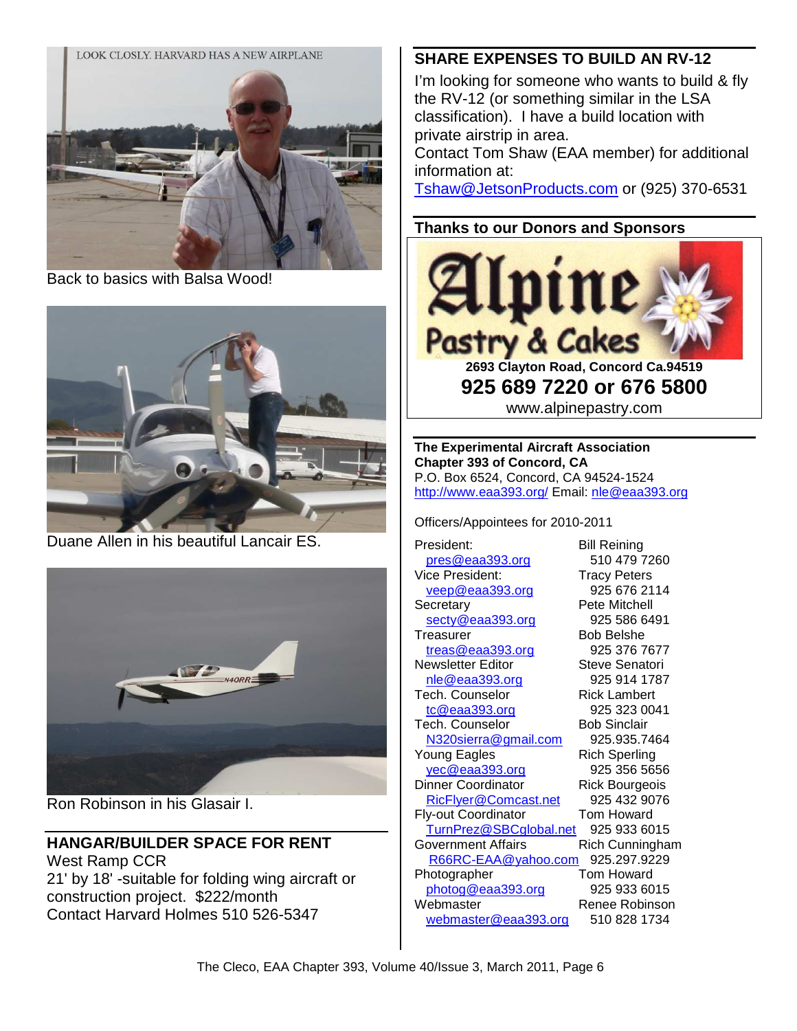LOOK CLOSLY. HARVARD HAS A NEW AIRPLANE

Back to basics with Balsa Wood!

Duane Allen in his beautiful Lancair ES.

Ron Robinson in his Glasair I.

## HANGAR/BUILDER SPACE FOR RENT

West Ramp CCR
21' by 18' -suitable for folding wing aircraft or construction project. $222/month
Contact Harvard Holmes 510 526-5347

## SHARE EXPENSES TO BUILD AN RV-12

I'm looking for someone who wants to build & fly the RV-12 (or something similar in the LSA classification). I have a build location with private airstrip in area.
Contact Tom Shaw (EAA member) for additional information at:
Tshaw@JetsonProducts.com or (925) 370-6531

## Thanks to our Donors and Sponsors

**Alpine Pastry & Cakes**
**2693 Clayton Road, Concord Ca.94519**
**925 689 7220 or 676 5800**
www.alpinepastry.com

**The Experimental Aircraft Association**
**Chapter 393 of Concord, CA**
P.O. Box 6524, Concord, CA 94524-1524
http://www.eaa393.org/ Email: nle@eaa393.org

Officers/Appointees for 2010-2011

| Position | Name |
|---|---|
| President: pres@eaa393.org | Bill Reining 510 479 7260 |
| Vice President: veep@eaa393.org | Tracy Peters 925 676 2114 |
| Secretary secty@eaa393.org | Pete Mitchell 925 586 6491 |
| Treasurer treas@eaa393.org | Bob Belshe 925 376 7677 |
| Newsletter Editor nle@eaa393.org | Steve Senatori 925 914 1787 |
| Tech. Counselor tc@eaa393.org | Rick Lambert 925 323 0041 |
| Tech. Counselor N320sierra@gmail.com | Bob Sinclair 925.935.7464 |
| Young Eagles yec@eaa393.org | Rich Sperling 925 356 5656 |
| Dinner Coordinator RicFlyer@Comcast.net | Rick Bourgeois 925 432 9076 |
| Fly-out Coordinator TurnPrez@SBCglobal.net | Tom Howard 925 933 6015 |
| Government Affairs R66RC-EAA@yahoo.com | Rich Cunningham 925.297.9229 |
| Photographer photog@eaa393.org | Tom Howard 925 933 6015 |
| Webmaster webmaster@eaa393.org | Renee Robinson 510 828 1734 |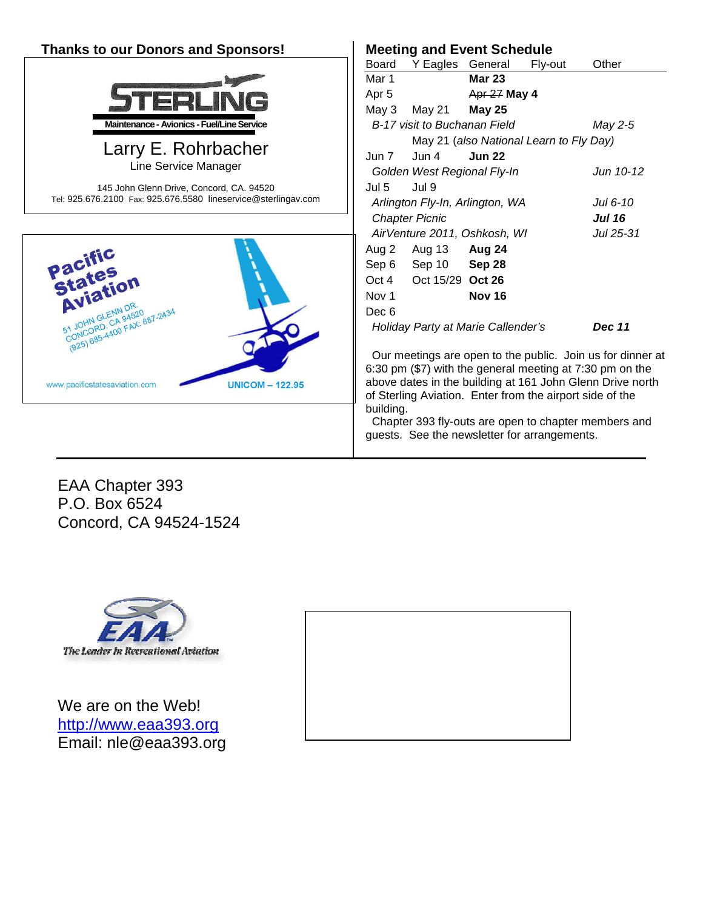## Thanks to our Donors and Sponsors!

STERLING

Maintenance - Avionics - Fuel/Line Service

Larry E. Rohrbacher

Line Service Manager

145 John Glenn Drive, Concord, CA. 94520

Tel: 925.676.2100 Fax: 925.676.5580 lineservice@sterlingav.com

Pacific States Aviation

51 JOHN GLENN DR.
CONCORD, CA 94520
(925) 685-4400 FAX: 687-2434

www.pacificstatesaviation.com

UNICOM – 122.95

## Meeting and Event Schedule

| Board | Y Eagles | General | Fly-out | Other |
|---|---|---|---|---|
| Mar 1 | | **Mar 23** | | |
| Apr 5 | | ~~Apr 27~~ **May 4** | | |
| May 3 | May 21 | **May 25** | | |
| *B-17 visit to Buchanan Field* | | | | *May 2-5* |
| | May 21 (*also National Learn to Fly Day)* | | | |
| Jun 7 | Jun 4 | **Jun 22** | | |
| *Golden West Regional Fly-In* | | | | *Jun 10-12* |
| Jul 5 | Jul 9 | | | |
| *Arlington Fly-In, Arlington, WA* | | | | *Jul 6-10* |
| *Chapter Picnic* | | | | ***Jul 16*** |
| *AirVenture 2011, Oshkosh, WI* | | | | *Jul 25-31* |
| Aug 2 | Aug 13 | **Aug 24** | | |
| Sep 6 | Sep 10 | **Sep 28** | | |
| Oct 4 | Oct 15/29 | **Oct 26** | | |
| Nov 1 | | **Nov 16** | | |
| Dec 6 | | | | |
| *Holiday Party at Marie Callender's* | | | | ***Dec 11*** |

Our meetings are open to the public. Join us for dinner at 6:30 pm ($7) with the general meeting at 7:30 pm on the above dates in the building at 161 John Glenn Drive north of Sterling Aviation. Enter from the airport side of the building.

Chapter 393 fly-outs are open to chapter members and guests. See the newsletter for arrangements.

EAA Chapter 393
P.O. Box 6524
Concord, CA 94524-1524

EAA
The Leader In Recreational Aviation

We are on the Web!
http://www.eaa393.org
Email: nle@eaa393.org